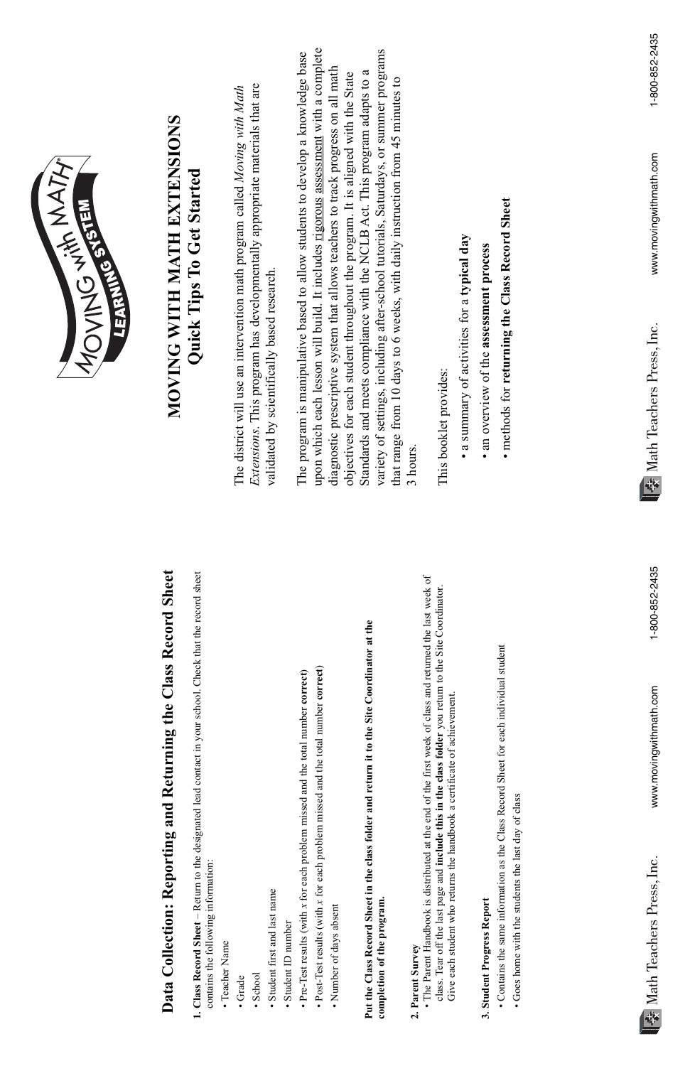# MOVING WITH MATH EXTENSIONS
## Quick Tips To Get Started

The district will use an intervention math program called *Moving with Math Extensions*. This program has developmentally appropriate materials that are validated by scientifically based research.

The program is manipulative based to allow students to develop a knowledge base upon which each lesson will build. It includes rigorous assessment with a complete diagnostic prescriptive system that allows teachers to track progress on all math objectives for each student throughout the program. It is aligned with the State Standards and meets compliance with the NCLB Act. This program adapts to a variety of settings, including after-school tutorials, Saturdays, or summer programs that range from 10 days to 6 weeks, with daily instruction from 45 minutes to 3 hours.

This booklet provides:

- a summary of activities for a **typical day**
- an overview of the **assessment process**
- methods for **returning the Class Record Sheet**

## Data Collection: Reporting and Returning the Class Record Sheet

**1. Class Record Sheet** – Return to the designated lead contact in your school. Check that the record sheet contains the following information:

- Teacher Name
- Grade
- School
- Student first and last name
- Student ID number
- Pre-Test results (with *x* for each problem missed and the total number **correct**)
- Post-Test results (with *x* for each problem missed and the total number **correct**)
- Number of days absent

**Put the Class Record Sheet in the class folder and return it to the Site Coordinator at the completion of the program.**

**2. Parent Survey**

- The Parent Handbook is distributed at the end of the first week of class and returned the last week of class. Tear off the last page and **include this in the class folder** you return to the Site Coordinator. Give each student who returns the handbook a certificate of achievement.

**3. Student Progress Report**

- Contains the same information as the Class Record Sheet for each individual student
- Goes home with the students the last day of class

Math Teachers Press, Inc. www.movingwithmath.com 1-800-852-2435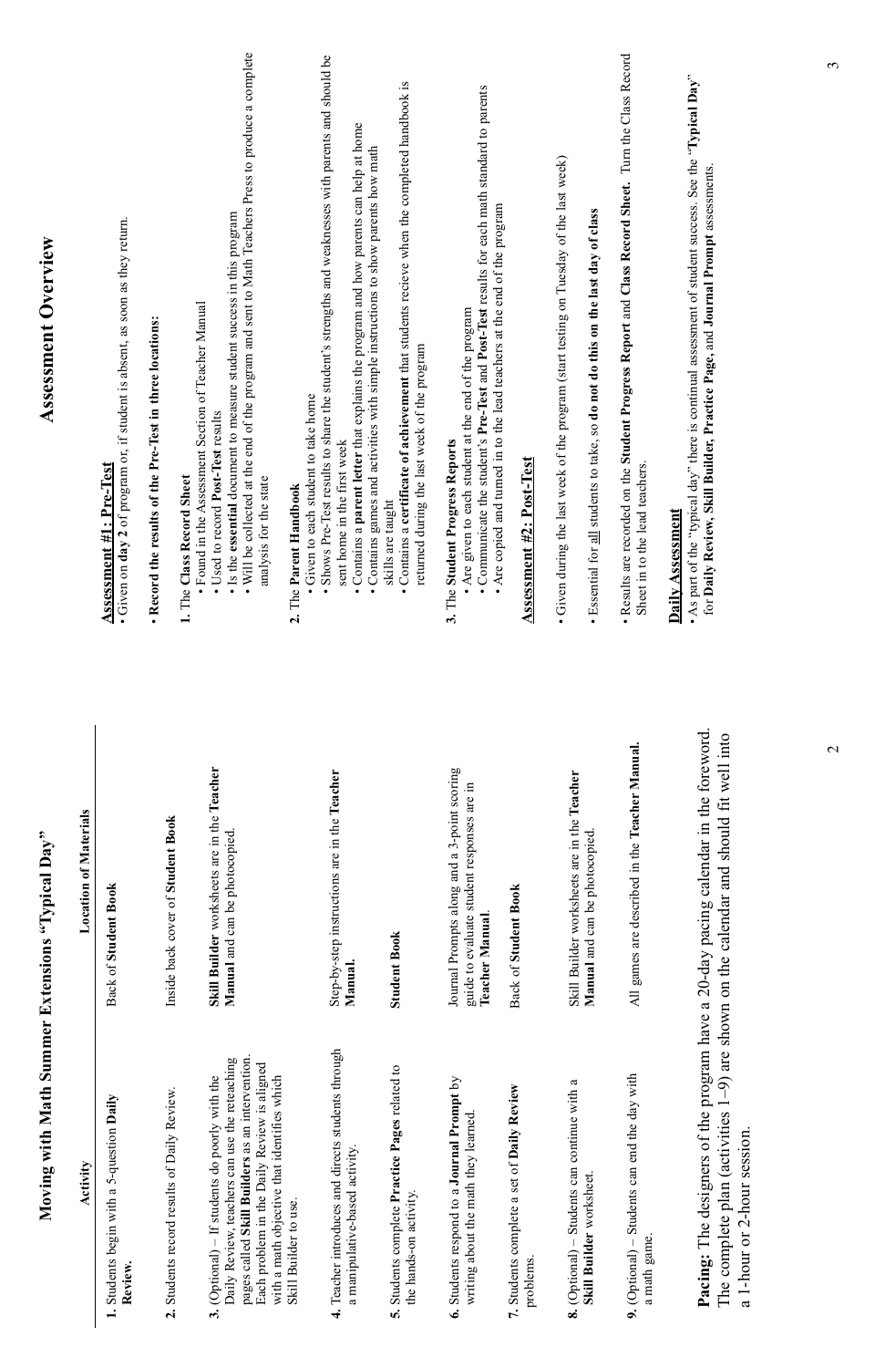# Moving with Math Summer Extensions "Typical Day"

| Activity | Location of Materials |
|---|---|
| **1.** Students begin with a 5-question **Daily Review.** | Back of **Student Book** |
| **2.** Students record results of Daily Review. | Inside back cover of **Student Book** |
| **3.** (Optional) – If students do poorly with the Daily Review, teachers can use the reteaching pages called **Skill Builders** as an intervention. Each problem in the Daily Review is aligned with a math objective that identifies which Skill Builder to use. | **Skill Builder** worksheets are in the **Teacher Manual** and can be photocopied. |
| **4.** Teacher introduces and directs students through a manipulative-based activity. | Step-by-step instructions are in the **Teacher Manual.** |
| **5.** Students complete **Practice Pages** related to the hands-on activity. | **Student Book** |
| **6.** Students respond to a **Journal Prompt** by writing about the math they learned. | Journal Prompts along and a 3-point scoring guide to evaluate student responses are in **Teacher Manual**. |
| **7.** Students complete a set of **Daily Review** problems. | Back of **Student Book** |
| **8.** (Optional) – Students can continue with a **Skill Builder** worksheet. | Skill Builder worksheets are in the **Teacher Manual** and can be photocopied. |
| **9.** (Optional) – Students can end the day with a math game. | All games are described in the **Teacher Manual.** |

**Pacing:** The designers of the program have a 20-day pacing calendar in the foreword. The complete plan (activities 1–9) are shown on the calendar and should fit well into a 1-hour or 2-hour session.

# Assessment Overview

## Assessment #1: Pre-Test

- Given on **day 2** of program or, if student is absent, as soon as they return.

- **Record the results of the Pre-Test in three locations:**

**1.** The **Class Record Sheet**
- Found in the Assessment Section of Teacher Manual
- Used to record **Post-Test** results
- Is the **essential** document to measure student success in this program
- Will be collected at the end of the program and sent to Math Teachers Press to produce a complete analysis for the state

**2.** The **Parent Handbook**
- Given to each student to take home
- Shows Pre-Test results to share the student's strengths and weaknesses with parents and should be sent home in the first week
- Contains a **parent letter** that explains the program and how parents can help at home
- Contains games and activities with simple instructions to show parents how math skills are taught
- Contains a **certificate of achievement** that students recieve when the completed handbook is returned during the last week of the program

**3.** The **Student Progress Reports**
- Are given to each student at the end of the program
- Communicate the student's **Pre-Test** and **Post-Test** results for each math standard to parents
- Are copied and turned in to the lead teachers at the end of the program

## Assessment #2: Post-Test

- Given during the last week of the program (start testing on Tuesday of the last week)

- Essential for all students to take, so **do not do this on the last day of class**

- Results are recorded on the **Student Progress Report** and **Class Record Sheet**. Turn the Class Record Sheet in to the lead teachers.

## Daily Assessment

- As part of the "typical day" there is continual assessment of student success. See the "**Typical Day**" for **Daily Review, Skill Builder, Practice Page,** and **Journal Prompt** assessments.